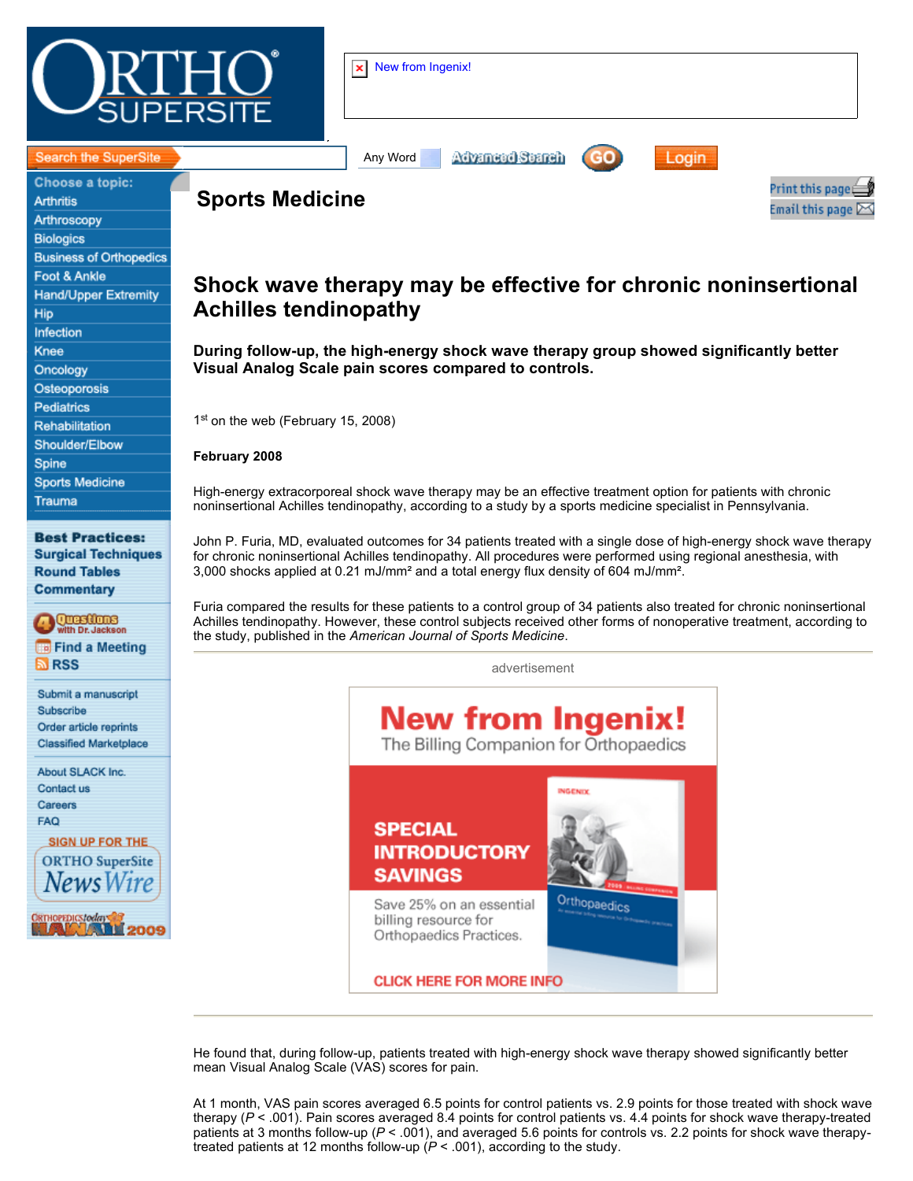## Sports Medicine

# Shock wave therapy may be effective for chronic noninsertional Achilles tendinopathy

**During follow-up, the high-energy shock wave therapy group showed significantly better Visual Analog Scale pain scores compared to controls.**

1st on the web (February 15, 2008)

**February 2008**

High-energy extracorporeal shock wave therapy may be an effective treatment option for patients with chronic noninsertional Achilles tendinopathy, according to a study by a sports medicine specialist in Pennsylvania.

John P. Furia, MD, evaluated outcomes for 34 patients treated with a single dose of high-energy shock wave therapy for chronic noninsertional Achilles tendinopathy. All procedures were performed using regional anesthesia, with 3,000 shocks applied at 0.21 mJ/mm² and a total energy flux density of 604 mJ/mm².

Furia compared the results for these patients to a control group of 34 patients also treated for chronic noninsertional Achilles tendinopathy. However, these control subjects received other forms of nonoperative treatment, according to the study, published in the *American Journal of Sports Medicine*.

He found that, during follow-up, patients treated with high-energy shock wave therapy showed significantly better mean Visual Analog Scale (VAS) scores for pain.

At 1 month, VAS pain scores averaged 6.5 points for control patients vs. 2.9 points for those treated with shock wave therapy ($P < .001$). Pain scores averaged 8.4 points for control patients vs. 4.4 points for shock wave therapy-treated patients at 3 months follow-up ($P < .001$), and averaged 5.6 points for controls vs. 2.2 points for shock wave therapy-treated patients at 12 months follow-up ($P < .001$), according to the study.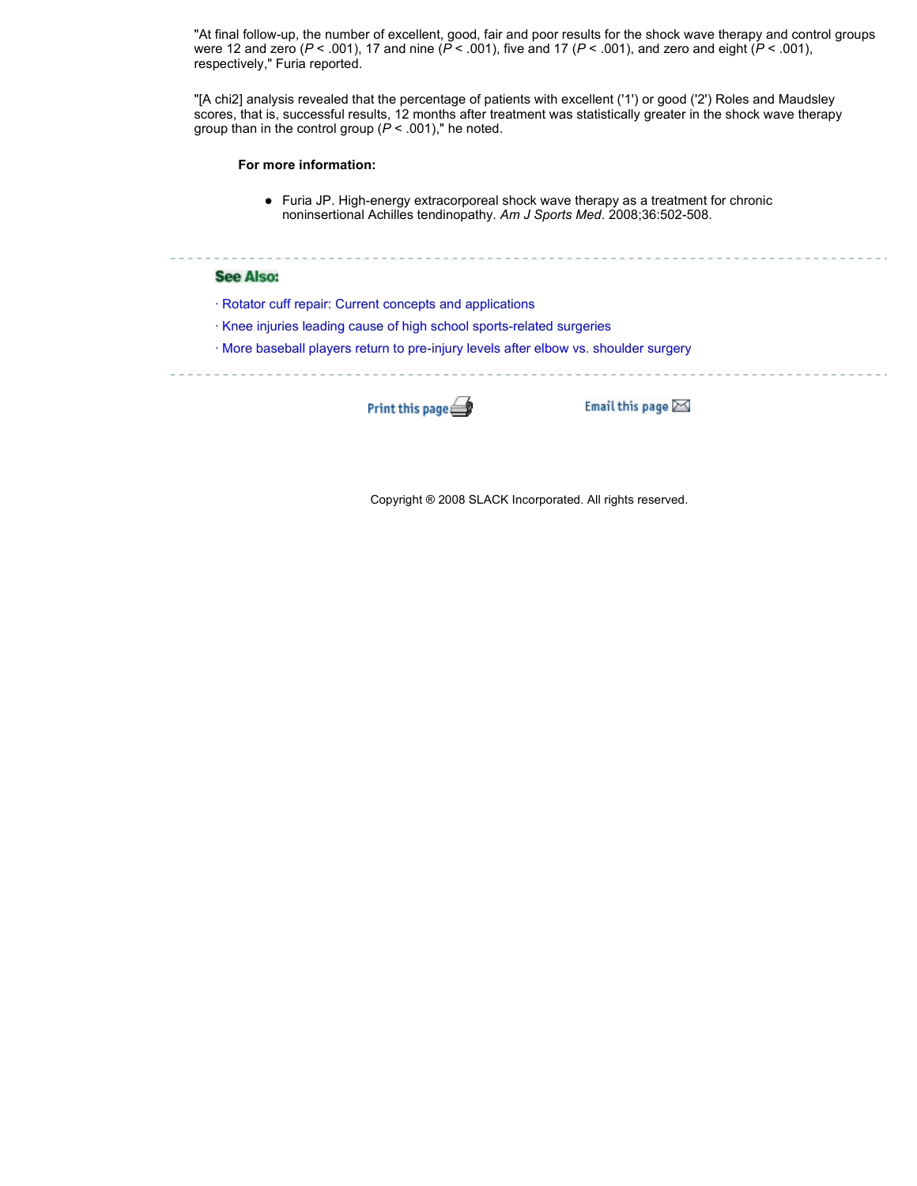"At final follow-up, the number of excellent, good, fair and poor results for the shock wave therapy and control groups were 12 and zero ($P < .001$), 17 and nine ($P < .001$), five and 17 ($P < .001$), and zero and eight ($P < .001$), respectively," Furia reported.

"[A chi2] analysis revealed that the percentage of patients with excellent ('1') or good ('2') Roles and Maudsley scores, that is, successful results, 12 months after treatment was statistically greater in the shock wave therapy group than in the control group ($P < .001$)," he noted.

**For more information:**

- Furia JP. High-energy extracorporeal shock wave therapy as a treatment for chronic noninsertional Achilles tendinopathy. *Am J Sports Med*. 2008;36:502-508.

**See Also:**

· Rotator cuff repair: Current concepts and applications

· Knee injuries leading cause of high school sports-related surgeries

· More baseball players return to pre-injury levels after elbow vs. shoulder surgery

Print this page

Email this page

Copyright ® 2008 SLACK Incorporated. All rights reserved.